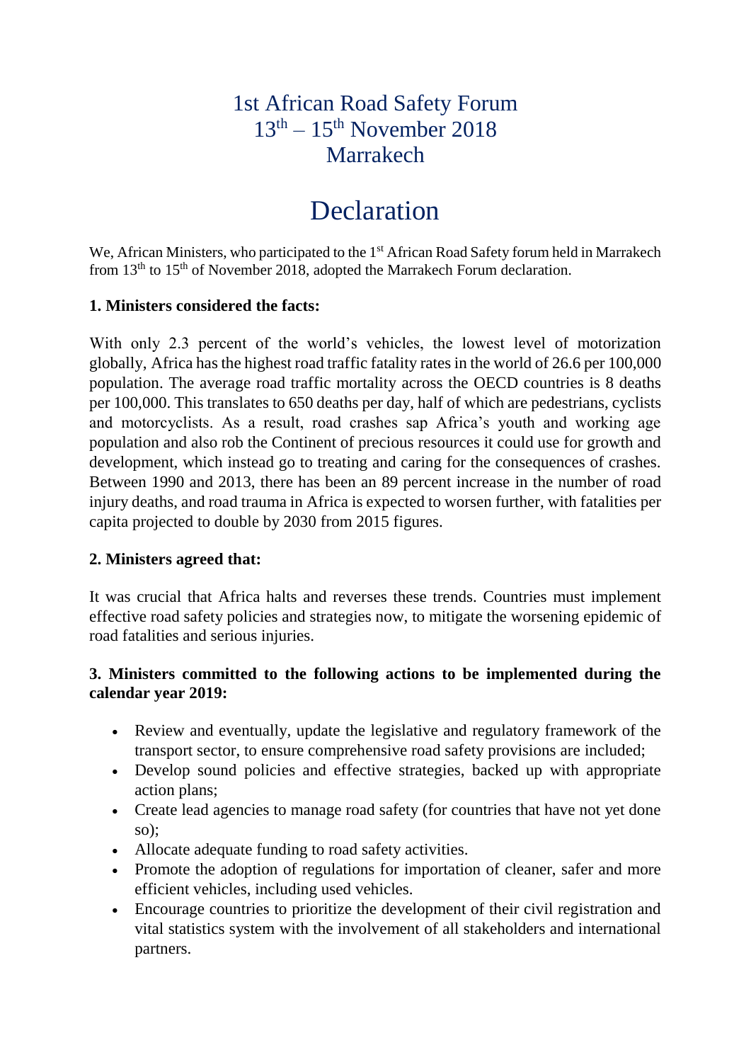# 1st African Road Safety Forum
# 13th – 15th November 2018
# Marrakech

# Declaration

We, African Ministers, who participated to the 1st African Road Safety forum held in Marrakech from 13th to 15th of November 2018, adopted the Marrakech Forum declaration.

**1. Ministers considered the facts:**

With only 2.3 percent of the world's vehicles, the lowest level of motorization globally, Africa has the highest road traffic fatality rates in the world of 26.6 per 100,000 population. The average road traffic mortality across the OECD countries is 8 deaths per 100,000. This translates to 650 deaths per day, half of which are pedestrians, cyclists and motorcyclists. As a result, road crashes sap Africa's youth and working age population and also rob the Continent of precious resources it could use for growth and development, which instead go to treating and caring for the consequences of crashes. Between 1990 and 2013, there has been an 89 percent increase in the number of road injury deaths, and road trauma in Africa is expected to worsen further, with fatalities per capita projected to double by 2030 from 2015 figures.

**2. Ministers agreed that:**

It was crucial that Africa halts and reverses these trends. Countries must implement effective road safety policies and strategies now, to mitigate the worsening epidemic of road fatalities and serious injuries.

**3. Ministers committed to the following actions to be implemented during the calendar year 2019:**

- Review and eventually, update the legislative and regulatory framework of the transport sector, to ensure comprehensive road safety provisions are included;
- Develop sound policies and effective strategies, backed up with appropriate action plans;
- Create lead agencies to manage road safety (for countries that have not yet done so);
- Allocate adequate funding to road safety activities.
- Promote the adoption of regulations for importation of cleaner, safer and more efficient vehicles, including used vehicles.
- Encourage countries to prioritize the development of their civil registration and vital statistics system with the involvement of all stakeholders and international partners.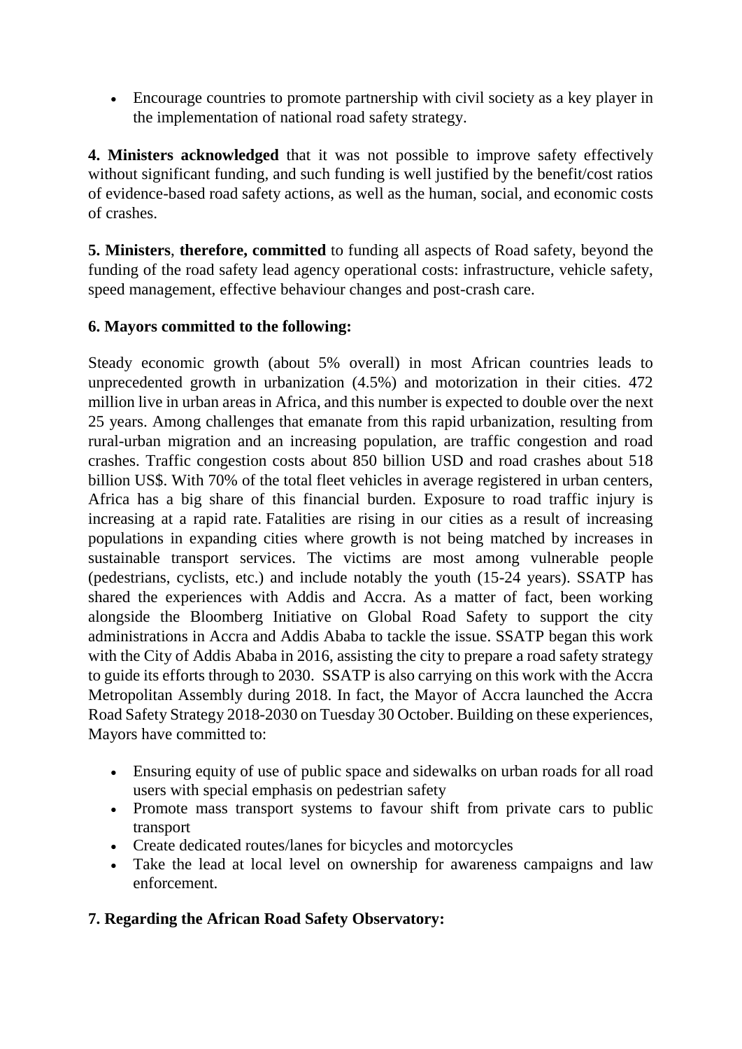- Encourage countries to promote partnership with civil society as a key player in the implementation of national road safety strategy.

**4. Ministers acknowledged** that it was not possible to improve safety effectively without significant funding, and such funding is well justified by the benefit/cost ratios of evidence-based road safety actions, as well as the human, social, and economic costs of crashes.

**5. Ministers**, **therefore, committed** to funding all aspects of Road safety, beyond the funding of the road safety lead agency operational costs: infrastructure, vehicle safety, speed management, effective behaviour changes and post-crash care.

**6. Mayors committed to the following:**

Steady economic growth (about 5% overall) in most African countries leads to unprecedented growth in urbanization (4.5%) and motorization in their cities. 472 million live in urban areas in Africa, and this number is expected to double over the next 25 years. Among challenges that emanate from this rapid urbanization, resulting from rural-urban migration and an increasing population, are traffic congestion and road crashes. Traffic congestion costs about 850 billion USD and road crashes about 518 billion US$. With 70% of the total fleet vehicles in average registered in urban centers, Africa has a big share of this financial burden. Exposure to road traffic injury is increasing at a rapid rate. Fatalities are rising in our cities as a result of increasing populations in expanding cities where growth is not being matched by increases in sustainable transport services. The victims are most among vulnerable people (pedestrians, cyclists, etc.) and include notably the youth (15-24 years). SSATP has shared the experiences with Addis and Accra. As a matter of fact, been working alongside the Bloomberg Initiative on Global Road Safety to support the city administrations in Accra and Addis Ababa to tackle the issue. SSATP began this work with the City of Addis Ababa in 2016, assisting the city to prepare a road safety strategy to guide its efforts through to 2030. SSATP is also carrying on this work with the Accra Metropolitan Assembly during 2018. In fact, the Mayor of Accra launched the Accra Road Safety Strategy 2018-2030 on Tuesday 30 October. Building on these experiences, Mayors have committed to:

- Ensuring equity of use of public space and sidewalks on urban roads for all road users with special emphasis on pedestrian safety
- Promote mass transport systems to favour shift from private cars to public transport
- Create dedicated routes/lanes for bicycles and motorcycles
- Take the lead at local level on ownership for awareness campaigns and law enforcement.

**7. Regarding the African Road Safety Observatory:**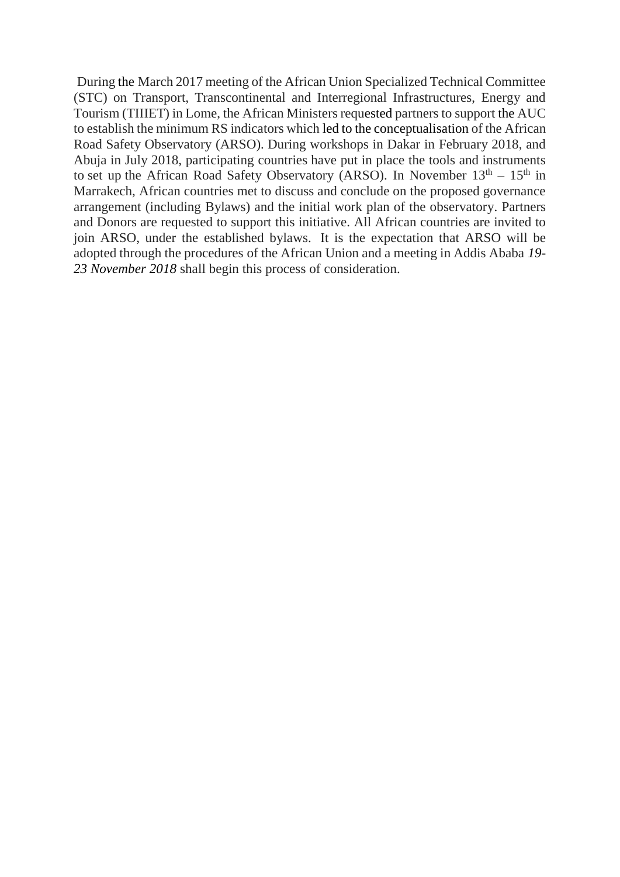During the March 2017 meeting of the African Union Specialized Technical Committee (STC) on Transport, Transcontinental and Interregional Infrastructures, Energy and Tourism (TIIIET) in Lome, the African Ministers requested partners to support the AUC to establish the minimum RS indicators which led to the conceptualisation of the African Road Safety Observatory (ARSO). During workshops in Dakar in February 2018, and Abuja in July 2018, participating countries have put in place the tools and instruments to set up the African Road Safety Observatory (ARSO). In November 13th – 15th in Marrakech, African countries met to discuss and conclude on the proposed governance arrangement (including Bylaws) and the initial work plan of the observatory. Partners and Donors are requested to support this initiative. All African countries are invited to join ARSO, under the established bylaws. It is the expectation that ARSO will be adopted through the procedures of the African Union and a meeting in Addis Ababa *19-23 November 2018* shall begin this process of consideration.